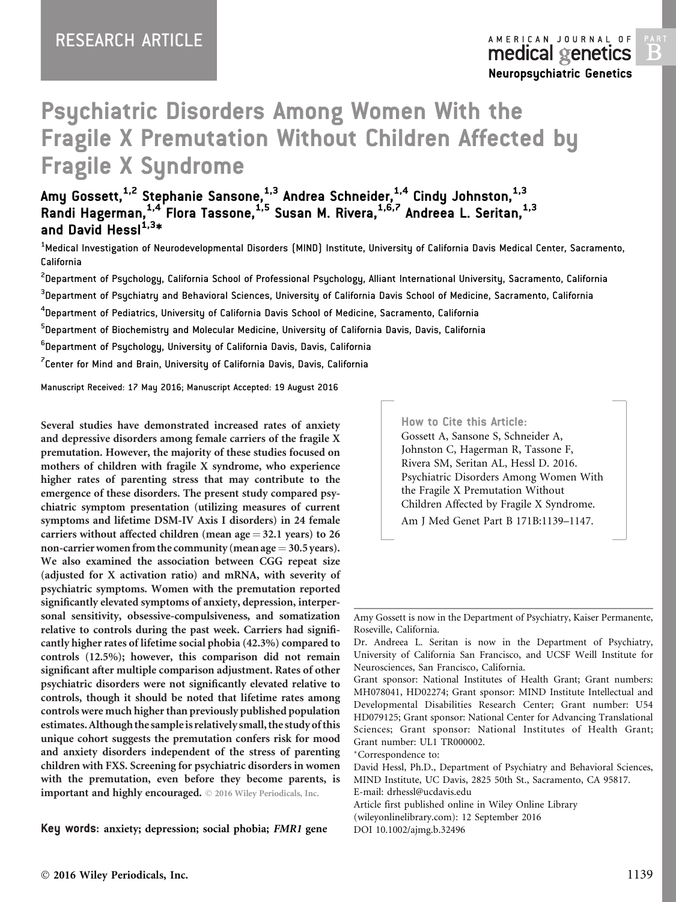RESEARCH ARTICLE

# Psychiatric Disorders Among Women With the Fragile X Premutation Without Children Affected by Fragile X Syndrome

**Amy Gossett,[1,2] Stephanie Sansone,[1,3] Andrea Schneider,[1,4] Cindy Johnston,[1,3] Randi Hagerman,[1,4] Flora Tassone,[1,5] Susan M. Rivera,[1,6,7] Andreea L. Seritan,[1,3] and David Hessl[1,3]***

[1]Medical Investigation of Neurodevelopmental Disorders (MIND) Institute, University of California Davis Medical Center, Sacramento, California

[2]Department of Psychology, California School of Professional Psychology, Alliant International University, Sacramento, California

[3]Department of Psychiatry and Behavioral Sciences, University of California Davis School of Medicine, Sacramento, California

[4]Department of Pediatrics, University of California Davis School of Medicine, Sacramento, California

[5]Department of Biochemistry and Molecular Medicine, University of California Davis, Davis, California

[6]Department of Psychology, University of California Davis, Davis, California

[7]Center for Mind and Brain, University of California Davis, Davis, California

Manuscript Received: 17 May 2016; Manuscript Accepted: 19 August 2016

**Several studies have demonstrated increased rates of anxiety and depressive disorders among female carriers of the fragile X premutation. However, the majority of these studies focused on mothers of children with fragile X syndrome, who experience higher rates of parenting stress that may contribute to the emergence of these disorders. The present study compared psychiatric symptom presentation (utilizing measures of current symptoms and lifetime DSM-IV Axis I disorders) in 24 female carriers without affected children (mean age = 32.1 years) to 26 non-carrier women from the community (mean age = 30.5 years). We also examined the association between CGG repeat size (adjusted for X activation ratio) and mRNA, with severity of psychiatric symptoms. Women with the premutation reported significantly elevated symptoms of anxiety, depression, interpersonal sensitivity, obsessive-compulsiveness, and somatization relative to controls during the past week. Carriers had significantly higher rates of lifetime social phobia (42.3%) compared to controls (12.5%); however, this comparison did not remain significant after multiple comparison adjustment. Rates of other psychiatric disorders were not significantly elevated relative to controls, though it should be noted that lifetime rates among controls were much higher than previously published population estimates. Although the sample is relatively small, the study of this unique cohort suggests the premutation confers risk for mood and anxiety disorders independent of the stress of parenting children with FXS. Screening for psychiatric disorders in women with the premutation, even before they become parents, is important and highly encouraged.** © 2016 Wiley Periodicals, Inc.

**Key words:** anxiety; depression; social phobia; *FMR1* gene

**How to Cite this Article:**
Gossett A, Sansone S, Schneider A, Johnston C, Hagerman R, Tassone F, Rivera SM, Seritan AL, Hessl D. 2016. Psychiatric Disorders Among Women With the Fragile X Premutation Without Children Affected by Fragile X Syndrome. Am J Med Genet Part B 171B:1139–1147.

Amy Gossett is now in the Department of Psychiatry, Kaiser Permanente, Roseville, California.

Dr. Andreea L. Seritan is now in the Department of Psychiatry, University of California San Francisco, and UCSF Weill Institute for Neurosciences, San Francisco, California.

Grant sponsor: National Institutes of Health Grant; Grant numbers: MH078041, HD02274; Grant sponsor: MIND Institute Intellectual and Developmental Disabilities Research Center; Grant number: U54 HD079125; Grant sponsor: National Center for Advancing Translational Sciences; Grant sponsor: National Institutes of Health Grant; Grant number: UL1 TR000002.

*Correspondence to:
David Hessl, Ph.D., Department of Psychiatry and Behavioral Sciences, MIND Institute, UC Davis, 2825 50th St., Sacramento, CA 95817.
E-mail: drhessl@ucdavis.edu

Article first published online in Wiley Online Library (wileyonlinelibrary.com): 12 September 2016

DOI 10.1002/ajmg.b.32496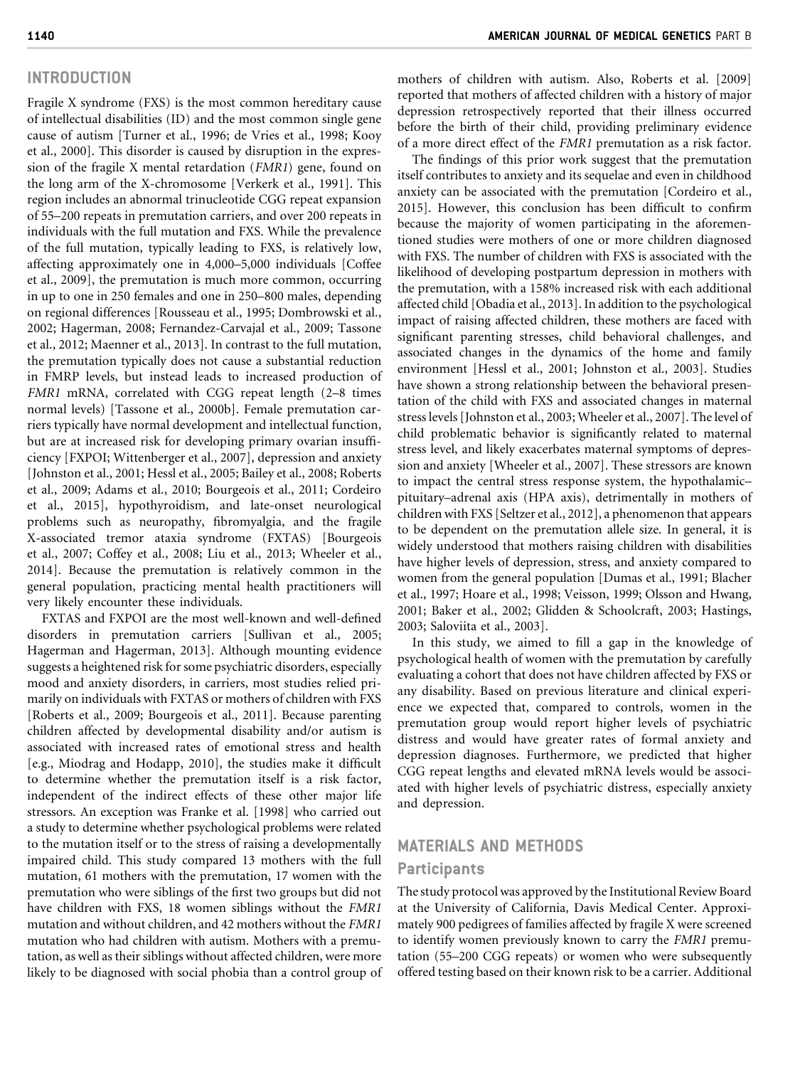## INTRODUCTION

Fragile X syndrome (FXS) is the most common hereditary cause of intellectual disabilities (ID) and the most common single gene cause of autism [Turner et al., 1996; de Vries et al., 1998; Kooy et al., 2000]. This disorder is caused by disruption in the expression of the fragile X mental retardation (*FMR1*) gene, found on the long arm of the X-chromosome [Verkerk et al., 1991]. This region includes an abnormal trinucleotide CGG repeat expansion of 55–200 repeats in premutation carriers, and over 200 repeats in individuals with the full mutation and FXS. While the prevalence of the full mutation, typically leading to FXS, is relatively low, affecting approximately one in 4,000–5,000 individuals [Coffee et al., 2009], the premutation is much more common, occurring in up to one in 250 females and one in 250–800 males, depending on regional differences [Rousseau et al., 1995; Dombrowski et al., 2002; Hagerman, 2008; Fernandez-Carvajal et al., 2009; Tassone et al., 2012; Maenner et al., 2013]. In contrast to the full mutation, the premutation typically does not cause a substantial reduction in FMRP levels, but instead leads to increased production of *FMR1* mRNA, correlated with CGG repeat length (2–8 times normal levels) [Tassone et al., 2000b]. Female premutation carriers typically have normal development and intellectual function, but are at increased risk for developing primary ovarian insufficiency [FXPOI; Wittenberger et al., 2007], depression and anxiety [Johnston et al., 2001; Hessl et al., 2005; Bailey et al., 2008; Roberts et al., 2009; Adams et al., 2010; Bourgeois et al., 2011; Cordeiro et al., 2015], hypothyroidism, and late-onset neurological problems such as neuropathy, fibromyalgia, and the fragile X-associated tremor ataxia syndrome (FXTAS) [Bourgeois et al., 2007; Coffey et al., 2008; Liu et al., 2013; Wheeler et al., 2014]. Because the premutation is relatively common in the general population, practicing mental health practitioners will very likely encounter these individuals.

FXTAS and FXPOI are the most well-known and well-defined disorders in premutation carriers [Sullivan et al., 2005; Hagerman and Hagerman, 2013]. Although mounting evidence suggests a heightened risk for some psychiatric disorders, especially mood and anxiety disorders, in carriers, most studies relied primarily on individuals with FXTAS or mothers of children with FXS [Roberts et al., 2009; Bourgeois et al., 2011]. Because parenting children affected by developmental disability and/or autism is associated with increased rates of emotional stress and health [e.g., Miodrag and Hodapp, 2010], the studies make it difficult to determine whether the premutation itself is a risk factor, independent of the indirect effects of these other major life stressors. An exception was Franke et al. [1998] who carried out a study to determine whether psychological problems were related to the mutation itself or to the stress of raising a developmentally impaired child. This study compared 13 mothers with the full mutation, 61 mothers with the premutation, 17 women with the premutation who were siblings of the first two groups but did not have children with FXS, 18 women siblings without the *FMR1* mutation and without children, and 42 mothers without the *FMR1* mutation who had children with autism. Mothers with a premutation, as well as their siblings without affected children, were more likely to be diagnosed with social phobia than a control group of mothers of children with autism. Also, Roberts et al. [2009] reported that mothers of affected children with a history of major depression retrospectively reported that their illness occurred before the birth of their child, providing preliminary evidence of a more direct effect of the *FMR1* premutation as a risk factor.

The findings of this prior work suggest that the premutation itself contributes to anxiety and its sequelae and even in childhood anxiety can be associated with the premutation [Cordeiro et al., 2015]. However, this conclusion has been difficult to confirm because the majority of women participating in the aforementioned studies were mothers of one or more children diagnosed with FXS. The number of children with FXS is associated with the likelihood of developing postpartum depression in mothers with the premutation, with a 158% increased risk with each additional affected child [Obadia et al., 2013]. In addition to the psychological impact of raising affected children, these mothers are faced with significant parenting stresses, child behavioral challenges, and associated changes in the dynamics of the home and family environment [Hessl et al., 2001; Johnston et al., 2003]. Studies have shown a strong relationship between the behavioral presentation of the child with FXS and associated changes in maternal stress levels [Johnston et al., 2003; Wheeler et al., 2007]. The level of child problematic behavior is significantly related to maternal stress level, and likely exacerbates maternal symptoms of depression and anxiety [Wheeler et al., 2007]. These stressors are known to impact the central stress response system, the hypothalamic–pituitary–adrenal axis (HPA axis), detrimentally in mothers of children with FXS [Seltzer et al., 2012], a phenomenon that appears to be dependent on the premutation allele size. In general, it is widely understood that mothers raising children with disabilities have higher levels of depression, stress, and anxiety compared to women from the general population [Dumas et al., 1991; Blacher et al., 1997; Hoare et al., 1998; Veisson, 1999; Olsson and Hwang, 2001; Baker et al., 2002; Glidden & Schoolcraft, 2003; Hastings, 2003; Saloviita et al., 2003].

In this study, we aimed to fill a gap in the knowledge of psychological health of women with the premutation by carefully evaluating a cohort that does not have children affected by FXS or any disability. Based on previous literature and clinical experience we expected that, compared to controls, women in the premutation group would report higher levels of psychiatric distress and would have greater rates of formal anxiety and depression diagnoses. Furthermore, we predicted that higher CGG repeat lengths and elevated mRNA levels would be associated with higher levels of psychiatric distress, especially anxiety and depression.

## MATERIALS AND METHODS

### Participants

The study protocol was approved by the Institutional Review Board at the University of California, Davis Medical Center. Approximately 900 pedigrees of families affected by fragile X were screened to identify women previously known to carry the *FMR1* premutation (55–200 CGG repeats) or women who were subsequently offered testing based on their known risk to be a carrier. Additional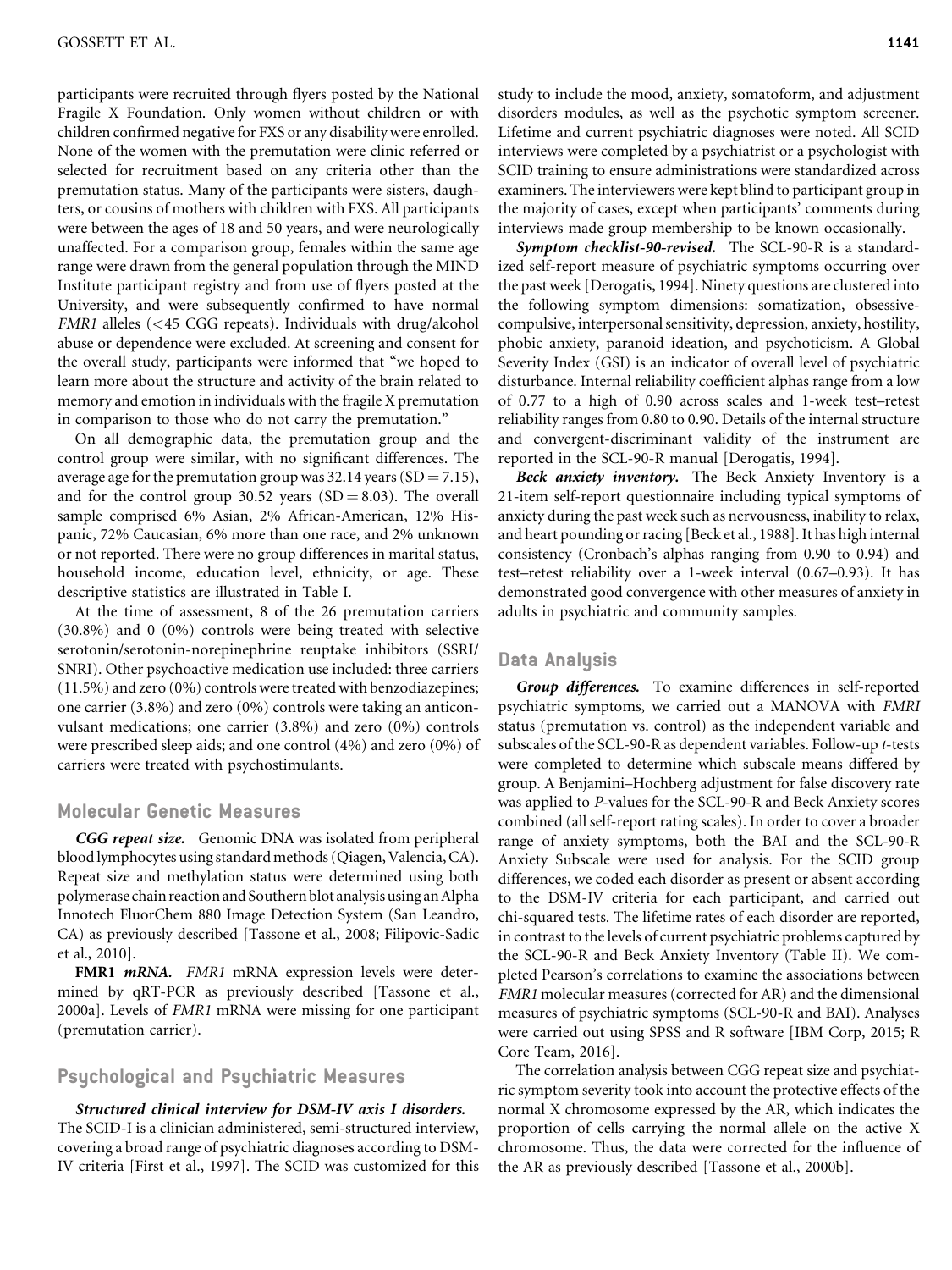participants were recruited through flyers posted by the National Fragile X Foundation. Only women without children or with children confirmed negative for FXS or any disability were enrolled. None of the women with the premutation were clinic referred or selected for recruitment based on any criteria other than the premutation status. Many of the participants were sisters, daughters, or cousins of mothers with children with FXS. All participants were between the ages of 18 and 50 years, and were neurologically unaffected. For a comparison group, females within the same age range were drawn from the general population through the MIND Institute participant registry and from use of flyers posted at the University, and were subsequently confirmed to have normal *FMR1* alleles (<45 CGG repeats). Individuals with drug/alcohol abuse or dependence were excluded. At screening and consent for the overall study, participants were informed that "we hoped to learn more about the structure and activity of the brain related to memory and emotion in individuals with the fragile X premutation in comparison to those who do not carry the premutation."

On all demographic data, the premutation group and the control group were similar, with no significant differences. The average age for the premutation group was 32.14 years (SD = 7.15), and for the control group 30.52 years (SD = 8.03). The overall sample comprised 6% Asian, 2% African-American, 12% Hispanic, 72% Caucasian, 6% more than one race, and 2% unknown or not reported. There were no group differences in marital status, household income, education level, ethnicity, or age. These descriptive statistics are illustrated in Table I.

At the time of assessment, 8 of the 26 premutation carriers (30.8%) and 0 (0%) controls were being treated with selective serotonin/serotonin-norepinephrine reuptake inhibitors (SSRI/SNRI). Other psychoactive medication use included: three carriers (11.5%) and zero (0%) controls were treated with benzodiazepines; one carrier (3.8%) and zero (0%) controls were taking an anticonvulsant medications; one carrier (3.8%) and zero (0%) controls were prescribed sleep aids; and one control (4%) and zero (0%) of carriers were treated with psychostimulants.

## Molecular Genetic Measures

***CGG repeat size.*** Genomic DNA was isolated from peripheral blood lymphocytes using standard methods (Qiagen, Valencia, CA). Repeat size and methylation status were determined using both polymerase chain reaction and Southern blot analysis using an Alpha Innotech FluorChem 880 Image Detection System (San Leandro, CA) as previously described [Tassone et al., 2008; Filipovic-Sadic et al., 2010].

**FMR1 *mRNA.*** *FMR1* mRNA expression levels were determined by qRT-PCR as previously described [Tassone et al., 2000a]. Levels of *FMR1* mRNA were missing for one participant (premutation carrier).

## Psychological and Psychiatric Measures

***Structured clinical interview for DSM-IV axis I disorders.*** The SCID-I is a clinician administered, semi-structured interview, covering a broad range of psychiatric diagnoses according to DSM-IV criteria [First et al., 1997]. The SCID was customized for this study to include the mood, anxiety, somatoform, and adjustment disorders modules, as well as the psychotic symptom screener. Lifetime and current psychiatric diagnoses were noted. All SCID interviews were completed by a psychiatrist or a psychologist with SCID training to ensure administrations were standardized across examiners. The interviewers were kept blind to participant group in the majority of cases, except when participants' comments during interviews made group membership to be known occasionally.

***Symptom checklist-90-revised.*** The SCL-90-R is a standardized self-report measure of psychiatric symptoms occurring over the past week [Derogatis, 1994]. Ninety questions are clustered into the following symptom dimensions: somatization, obsessive-compulsive, interpersonal sensitivity, depression, anxiety, hostility, phobic anxiety, paranoid ideation, and psychoticism. A Global Severity Index (GSI) is an indicator of overall level of psychiatric disturbance. Internal reliability coefficient alphas range from a low of 0.77 to a high of 0.90 across scales and 1-week test–retest reliability ranges from 0.80 to 0.90. Details of the internal structure and convergent-discriminant validity of the instrument are reported in the SCL-90-R manual [Derogatis, 1994].

***Beck anxiety inventory.*** The Beck Anxiety Inventory is a 21-item self-report questionnaire including typical symptoms of anxiety during the past week such as nervousness, inability to relax, and heart pounding or racing [Beck et al., 1988]. It has high internal consistency (Cronbach's alphas ranging from 0.90 to 0.94) and test–retest reliability over a 1-week interval (0.67–0.93). It has demonstrated good convergence with other measures of anxiety in adults in psychiatric and community samples.

## Data Analysis

***Group differences.*** To examine differences in self-reported psychiatric symptoms, we carried out a MANOVA with *FMRI* status (premutation vs. control) as the independent variable and subscales of the SCL-90-R as dependent variables. Follow-up *t*-tests were completed to determine which subscale means differed by group. A Benjamini–Hochberg adjustment for false discovery rate was applied to *P*-values for the SCL-90-R and Beck Anxiety scores combined (all self-report rating scales). In order to cover a broader range of anxiety symptoms, both the BAI and the SCL-90-R Anxiety Subscale were used for analysis. For the SCID group differences, we coded each disorder as present or absent according to the DSM-IV criteria for each participant, and carried out chi-squared tests. The lifetime rates of each disorder are reported, in contrast to the levels of current psychiatric problems captured by the SCL-90-R and Beck Anxiety Inventory (Table II). We completed Pearson's correlations to examine the associations between *FMR1* molecular measures (corrected for AR) and the dimensional measures of psychiatric symptoms (SCL-90-R and BAI). Analyses were carried out using SPSS and R software [IBM Corp, 2015; R Core Team, 2016].

The correlation analysis between CGG repeat size and psychiatric symptom severity took into account the protective effects of the normal X chromosome expressed by the AR, which indicates the proportion of cells carrying the normal allele on the active X chromosome. Thus, the data were corrected for the influence of the AR as previously described [Tassone et al., 2000b].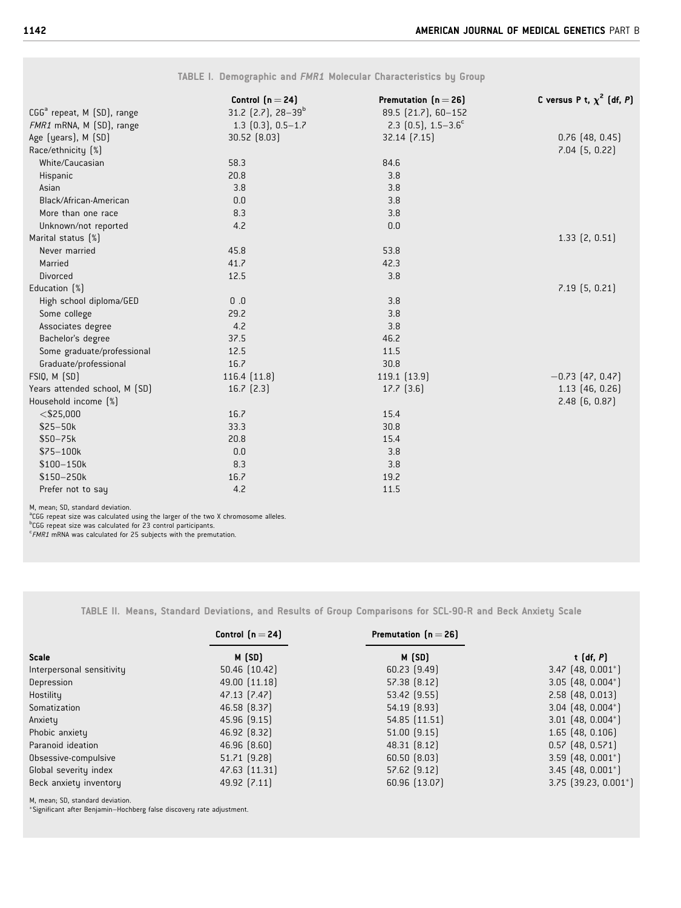**TABLE I. Demographic and *FMR1* Molecular Characteristics by Group**

| | Control (n = 24) | Premutation (n = 26) | C versus P t, $\chi^2$ (df, *P*) |
|---|---|---|---|
| CGG[a] repeat, M (SD), range | 31.2 (2.7), 28–39[b] | 89.5 (21.7), 60–152 | |
| *FMR1* mRNA, M (SD), range | 1.3 (0.3), 0.5–1.7 | 2.3 (0.5), 1.5–3.6[c] | |
| Age (years), M (SD) | 30.52 (8.03) | 32.14 (7.15) | 0.76 (48, 0.45) |
| Race/ethnicity (%) | | | 7.04 (5, 0.22) |
| White/Caucasian | 58.3 | 84.6 | |
| Hispanic | 20.8 | 3.8 | |
| Asian | 3.8 | 3.8 | |
| Black/African-American | 0.0 | 3.8 | |
| More than one race | 8.3 | 3.8 | |
| Unknown/not reported | 4.2 | 0.0 | |
| Marital status (%) | | | 1.33 (2, 0.51) |
| Never married | 45.8 | 53.8 | |
| Married | 41.7 | 42.3 | |
| Divorced | 12.5 | 3.8 | |
| Education (%) | | | 7.19 (5, 0.21) |
| High school diploma/GED | 0 .0 | 3.8 | |
| Some college | 29.2 | 3.8 | |
| Associates degree | 4.2 | 3.8 | |
| Bachelor's degree | 37.5 | 46.2 | |
| Some graduate/professional | 12.5 | 11.5 | |
| Graduate/professional | 16.7 | 30.8 | |
| FSIQ, M (SD) | 116.4 (11.8) | 119.1 (13.9) | −0.73 (47, 0.47) |
| Years attended school, M (SD) | 16.7 (2.3) | 17.7 (3.6) | 1.13 (46, 0.26) |
| Household income (%) | | | 2.48 (6, 0.87) |
| <$25,000 | 16.7 | 15.4 | |
| $25–50k | 33.3 | 30.8 | |
| $50–75k | 20.8 | 15.4 | |
| $75–100k | 0.0 | 3.8 | |
| $100–150k | 8.3 | 3.8 | |
| $150–250k | 16.7 | 19.2 | |
| Prefer not to say | 4.2 | 11.5 | |

M, mean; SD, standard deviation.
[a]CGG repeat size was calculated using the larger of the two X chromosome alleles.
[b]CGG repeat size was calculated for 23 control participants.
[c]*FMR1* mRNA was calculated for 25 subjects with the premutation.

**TABLE II. Means, Standard Deviations, and Results of Group Comparisons for SCL-90-R and Beck Anxiety Scale**

| | Control (n = 24) | Premutation (n = 26) | |
|---|---|---|---|
| **Scale** | **M (SD)** | **M (SD)** | **t (df, *P*)** |
| Interpersonal sensitivity | 50.46 (10.42) | 60.23 (9.49) | 3.47 (48, 0.001*) |
| Depression | 49.00 (11.18) | 57.38 (8.12) | 3.05 (48, 0.004*) |
| Hostility | 47.13 (7.47) | 53.42 (9.55) | 2.58 (48, 0.013) |
| Somatization | 46.58 (8.37) | 54.19 (8.93) | 3.04 (48, 0.004*) |
| Anxiety | 45.96 (9.15) | 54.85 (11.51) | 3.01 (48, 0.004*) |
| Phobic anxiety | 46.92 (8.32) | 51.00 (9.15) | 1.65 (48, 0.106) |
| Paranoid ideation | 46.96 (8.60) | 48.31 (8.12) | 0.57 (48, 0.571) |
| Obsessive-compulsive | 51.71 (9.28) | 60.50 (8.03) | 3.59 (48, 0.001*) |
| Global severity index | 47.63 (11.31) | 57.62 (9.12) | 3.45 (48, 0.001*) |
| Beck anxiety inventory | 49.92 (7.11) | 60.96 (13.07) | 3.75 (39.23, 0.001*) |

M, mean; SD, standard deviation.
*Significant after Benjamin–Hochberg false discovery rate adjustment.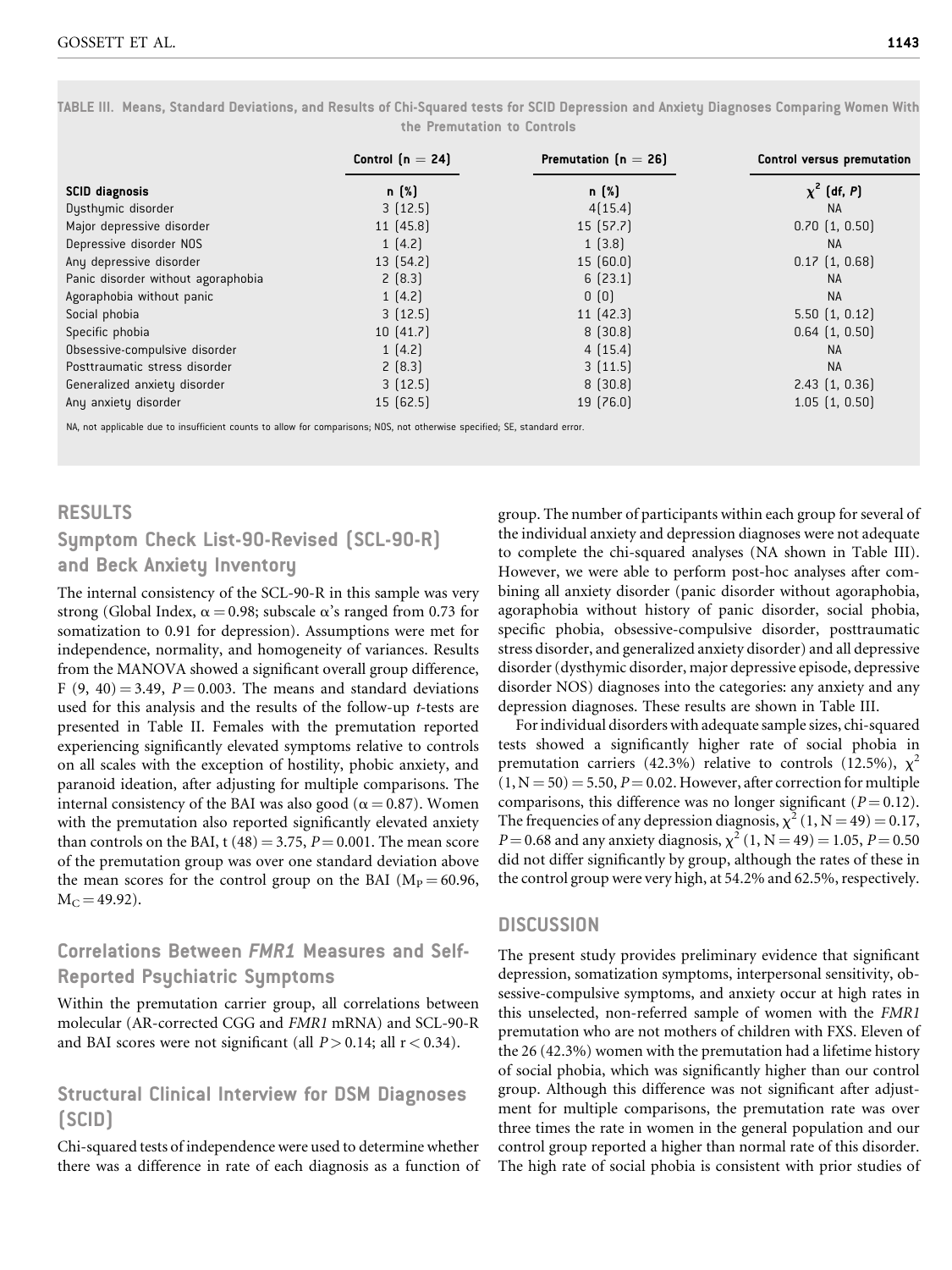TABLE III. Means, Standard Deviations, and Results of Chi-Squared tests for SCID Depression and Anxiety Diagnoses Comparing Women With the Premutation to Controls

| | Control (n = 24) | Premutation (n = 26) | Control versus premutation |
|---|---|---|---|
| SCID diagnosis | n (%) | n (%) | $\chi^2$ (df, *P*) |
| Dysthymic disorder | 3 (12.5) | 4(15.4) | NA |
| Major depressive disorder | 11 (45.8) | 15 (57.7) | 0.70 (1, 0.50) |
| Depressive disorder NOS | 1 (4.2) | 1 (3.8) | NA |
| Any depressive disorder | 13 (54.2) | 15 (60.0) | 0.17 (1, 0.68) |
| Panic disorder without agoraphobia | 2 (8.3) | 6 (23.1) | NA |
| Agoraphobia without panic | 1 (4.2) | 0 (0) | NA |
| Social phobia | 3 (12.5) | 11 (42.3) | 5.50 (1, 0.12) |
| Specific phobia | 10 (41.7) | 8 (30.8) | 0.64 (1, 0.50) |
| Obsessive-compulsive disorder | 1 (4.2) | 4 (15.4) | NA |
| Posttraumatic stress disorder | 2 (8.3) | 3 (11.5) | NA |
| Generalized anxiety disorder | 3 (12.5) | 8 (30.8) | 2.43 (1, 0.36) |
| Any anxiety disorder | 15 (62.5) | 19 (76.0) | 1.05 (1, 0.50) |

NA, not applicable due to insufficient counts to allow for comparisons; NOS, not otherwise specified; SE, standard error.

## RESULTS

### Symptom Check List-90-Revised (SCL-90-R) and Beck Anxiety Inventory

The internal consistency of the SCL-90-R in this sample was very strong (Global Index, $\alpha = 0.98$; subscale $\alpha$'s ranged from 0.73 for somatization to 0.91 for depression). Assumptions were met for independence, normality, and homogeneity of variances. Results from the MANOVA showed a significant overall group difference, $F(9, 40) = 3.49$, $P = 0.003$. The means and standard deviations used for this analysis and the results of the follow-up *t*-tests are presented in Table II. Females with the premutation reported experiencing significantly elevated symptoms relative to controls on all scales with the exception of hostility, phobic anxiety, and paranoid ideation, after adjusting for multiple comparisons. The internal consistency of the BAI was also good ($\alpha = 0.87$). Women with the premutation also reported significantly elevated anxiety than controls on the BAI, $t(48) = 3.75$, $P = 0.001$. The mean score of the premutation group was over one standard deviation above the mean scores for the control group on the BAI ($M_P = 60.96$, $M_C = 49.92$).

### Correlations Between *FMR1* Measures and Self-Reported Psychiatric Symptoms

Within the premutation carrier group, all correlations between molecular (AR-corrected CGG and *FMR1* mRNA) and SCL-90-R and BAI scores were not significant (all $P > 0.14$; all $r < 0.34$).

### Structural Clinical Interview for DSM Diagnoses (SCID)

Chi-squared tests of independence were used to determine whether there was a difference in rate of each diagnosis as a function of group. The number of participants within each group for several of the individual anxiety and depression diagnoses were not adequate to complete the chi-squared analyses (NA shown in Table III). However, we were able to perform post-hoc analyses after combining all anxiety disorder (panic disorder without agoraphobia, agoraphobia without history of panic disorder, social phobia, specific phobia, obsessive-compulsive disorder, posttraumatic stress disorder, and generalized anxiety disorder) and all depressive disorder (dysthymic disorder, major depressive episode, depressive disorder NOS) diagnoses into the categories: any anxiety and any depression diagnoses. These results are shown in Table III.

For individual disorders with adequate sample sizes, chi-squared tests showed a significantly higher rate of social phobia in premutation carriers (42.3%) relative to controls (12.5%), $\chi^2 (1, N = 50) = 5.50$, $P = 0.02$. However, after correction for multiple comparisons, this difference was no longer significant ($P = 0.12$). The frequencies of any depression diagnosis, $\chi^2 (1, N = 49) = 0.17$, $P = 0.68$ and any anxiety diagnosis, $\chi^2 (1, N = 49) = 1.05$, $P = 0.50$ did not differ significantly by group, although the rates of these in the control group were very high, at 54.2% and 62.5%, respectively.

## DISCUSSION

The present study provides preliminary evidence that significant depression, somatization symptoms, interpersonal sensitivity, obsessive-compulsive symptoms, and anxiety occur at high rates in this unselected, non-referred sample of women with the *FMR1* premutation who are not mothers of children with FXS. Eleven of the 26 (42.3%) women with the premutation had a lifetime history of social phobia, which was significantly higher than our control group. Although this difference was not significant after adjustment for multiple comparisons, the premutation rate was over three times the rate in women in the general population and our control group reported a higher than normal rate of this disorder. The high rate of social phobia is consistent with prior studies of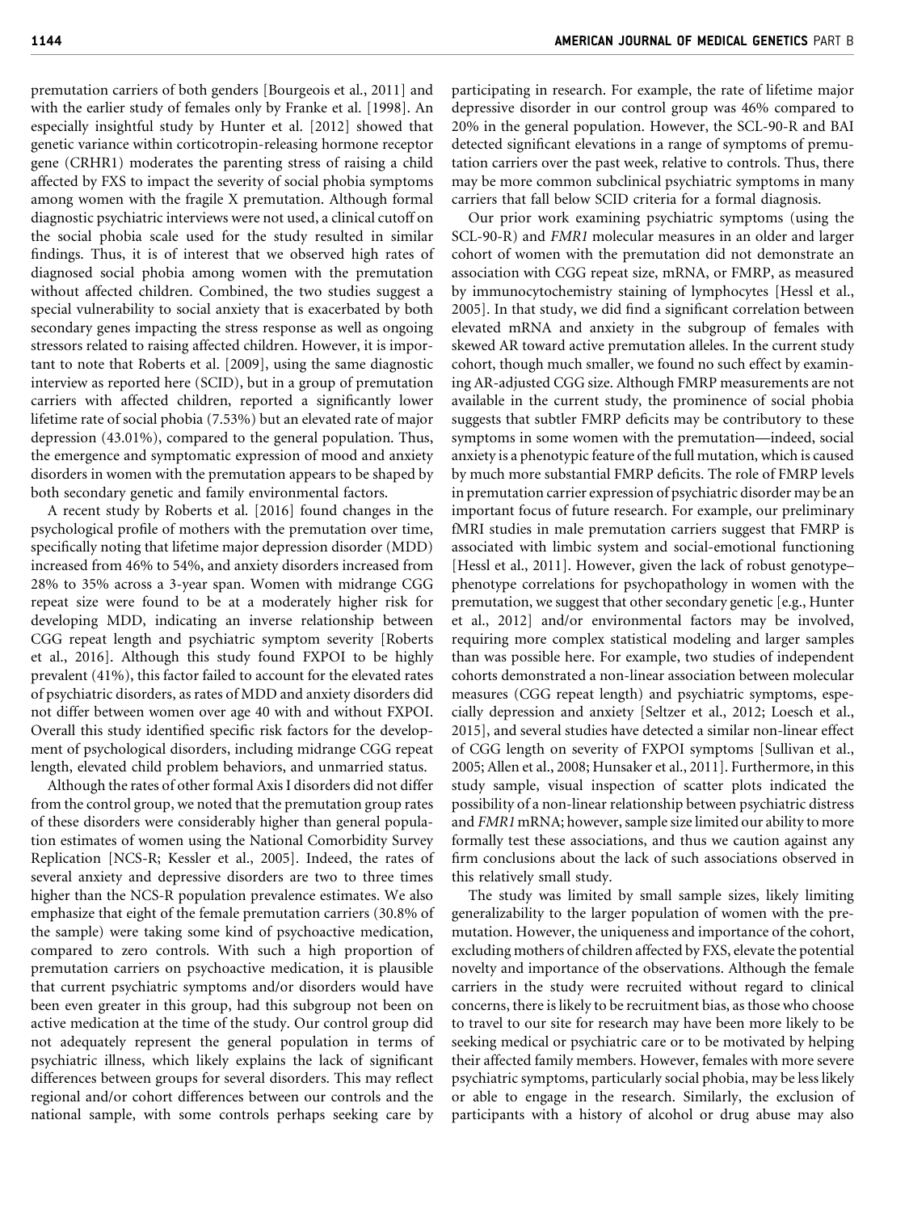premutation carriers of both genders [Bourgeois et al., 2011] and with the earlier study of females only by Franke et al. [1998]. An especially insightful study by Hunter et al. [2012] showed that genetic variance within corticotropin-releasing hormone receptor gene (CRHR1) moderates the parenting stress of raising a child affected by FXS to impact the severity of social phobia symptoms among women with the fragile X premutation. Although formal diagnostic psychiatric interviews were not used, a clinical cutoff on the social phobia scale used for the study resulted in similar findings. Thus, it is of interest that we observed high rates of diagnosed social phobia among women with the premutation without affected children. Combined, the two studies suggest a special vulnerability to social anxiety that is exacerbated by both secondary genes impacting the stress response as well as ongoing stressors related to raising affected children. However, it is important to note that Roberts et al. [2009], using the same diagnostic interview as reported here (SCID), but in a group of premutation carriers with affected children, reported a significantly lower lifetime rate of social phobia (7.53%) but an elevated rate of major depression (43.01%), compared to the general population. Thus, the emergence and symptomatic expression of mood and anxiety disorders in women with the premutation appears to be shaped by both secondary genetic and family environmental factors.

A recent study by Roberts et al. [2016] found changes in the psychological profile of mothers with the premutation over time, specifically noting that lifetime major depression disorder (MDD) increased from 46% to 54%, and anxiety disorders increased from 28% to 35% across a 3-year span. Women with midrange CGG repeat size were found to be at a moderately higher risk for developing MDD, indicating an inverse relationship between CGG repeat length and psychiatric symptom severity [Roberts et al., 2016]. Although this study found FXPOI to be highly prevalent (41%), this factor failed to account for the elevated rates of psychiatric disorders, as rates of MDD and anxiety disorders did not differ between women over age 40 with and without FXPOI. Overall this study identified specific risk factors for the development of psychological disorders, including midrange CGG repeat length, elevated child problem behaviors, and unmarried status.

Although the rates of other formal Axis I disorders did not differ from the control group, we noted that the premutation group rates of these disorders were considerably higher than general population estimates of women using the National Comorbidity Survey Replication [NCS-R; Kessler et al., 2005]. Indeed, the rates of several anxiety and depressive disorders are two to three times higher than the NCS-R population prevalence estimates. We also emphasize that eight of the female premutation carriers (30.8% of the sample) were taking some kind of psychoactive medication, compared to zero controls. With such a high proportion of premutation carriers on psychoactive medication, it is plausible that current psychiatric symptoms and/or disorders would have been even greater in this group, had this subgroup not been on active medication at the time of the study. Our control group did not adequately represent the general population in terms of psychiatric illness, which likely explains the lack of significant differences between groups for several disorders. This may reflect regional and/or cohort differences between our controls and the national sample, with some controls perhaps seeking care by participating in research. For example, the rate of lifetime major depressive disorder in our control group was 46% compared to 20% in the general population. However, the SCL-90-R and BAI detected significant elevations in a range of symptoms of premutation carriers over the past week, relative to controls. Thus, there may be more common subclinical psychiatric symptoms in many carriers that fall below SCID criteria for a formal diagnosis.

Our prior work examining psychiatric symptoms (using the SCL-90-R) and *FMR1* molecular measures in an older and larger cohort of women with the premutation did not demonstrate an association with CGG repeat size, mRNA, or FMRP, as measured by immunocytochemistry staining of lymphocytes [Hessl et al., 2005]. In that study, we did find a significant correlation between elevated mRNA and anxiety in the subgroup of females with skewed AR toward active premutation alleles. In the current study cohort, though much smaller, we found no such effect by examining AR-adjusted CGG size. Although FMRP measurements are not available in the current study, the prominence of social phobia suggests that subtler FMRP deficits may be contributory to these symptoms in some women with the premutation—indeed, social anxiety is a phenotypic feature of the full mutation, which is caused by much more substantial FMRP deficits. The role of FMRP levels in premutation carrier expression of psychiatric disorder may be an important focus of future research. For example, our preliminary fMRI studies in male premutation carriers suggest that FMRP is associated with limbic system and social-emotional functioning [Hessl et al., 2011]. However, given the lack of robust genotype–phenotype correlations for psychopathology in women with the premutation, we suggest that other secondary genetic [e.g., Hunter et al., 2012] and/or environmental factors may be involved, requiring more complex statistical modeling and larger samples than was possible here. For example, two studies of independent cohorts demonstrated a non-linear association between molecular measures (CGG repeat length) and psychiatric symptoms, especially depression and anxiety [Seltzer et al., 2012; Loesch et al., 2015], and several studies have detected a similar non-linear effect of CGG length on severity of FXPOI symptoms [Sullivan et al., 2005; Allen et al., 2008; Hunsaker et al., 2011]. Furthermore, in this study sample, visual inspection of scatter plots indicated the possibility of a non-linear relationship between psychiatric distress and *FMR1* mRNA; however, sample size limited our ability to more formally test these associations, and thus we caution against any firm conclusions about the lack of such associations observed in this relatively small study.

The study was limited by small sample sizes, likely limiting generalizability to the larger population of women with the premutation. However, the uniqueness and importance of the cohort, excluding mothers of children affected by FXS, elevate the potential novelty and importance of the observations. Although the female carriers in the study were recruited without regard to clinical concerns, there is likely to be recruitment bias, as those who choose to travel to our site for research may have been more likely to be seeking medical or psychiatric care or to be motivated by helping their affected family members. However, females with more severe psychiatric symptoms, particularly social phobia, may be less likely or able to engage in the research. Similarly, the exclusion of participants with a history of alcohol or drug abuse may also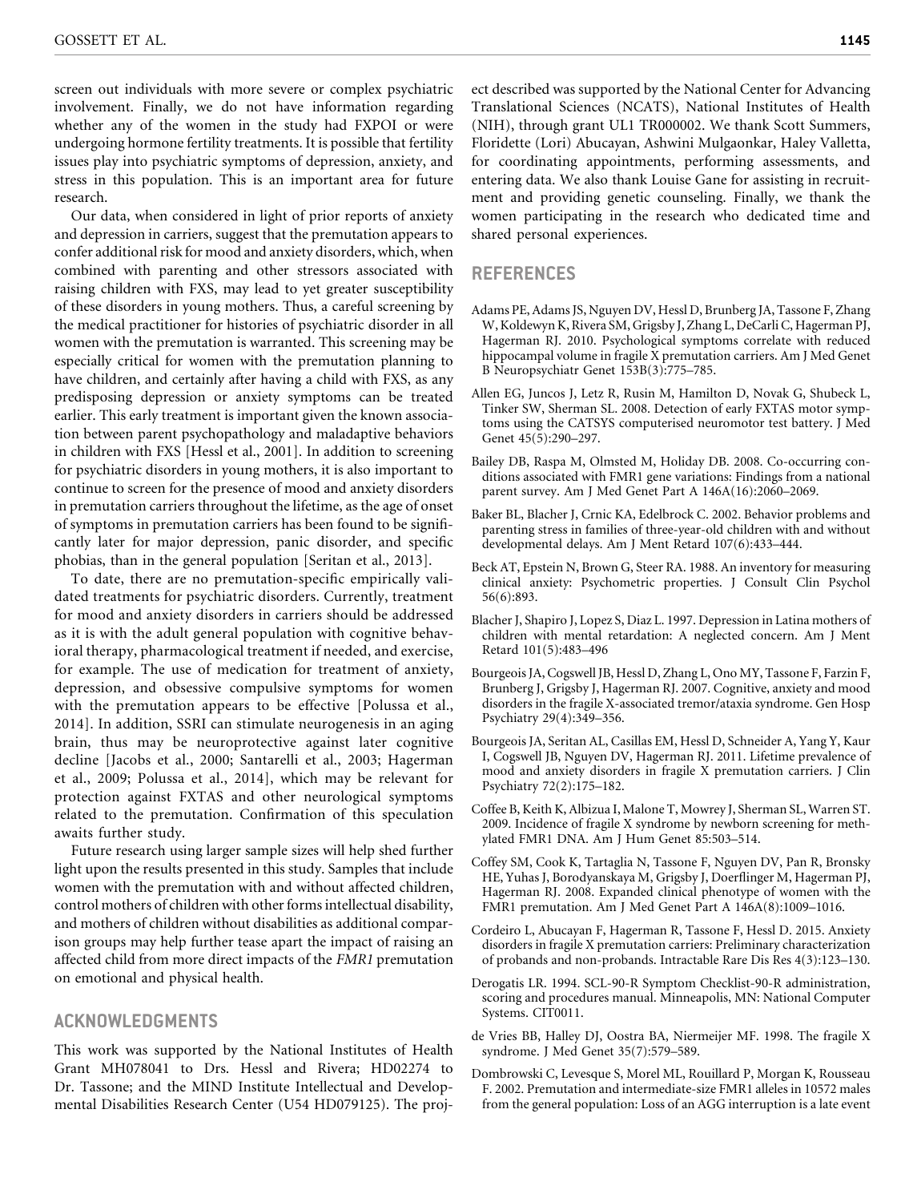screen out individuals with more severe or complex psychiatric involvement. Finally, we do not have information regarding whether any of the women in the study had FXPOI or were undergoing hormone fertility treatments. It is possible that fertility issues play into psychiatric symptoms of depression, anxiety, and stress in this population. This is an important area for future research.

Our data, when considered in light of prior reports of anxiety and depression in carriers, suggest that the premutation appears to confer additional risk for mood and anxiety disorders, which, when combined with parenting and other stressors associated with raising children with FXS, may lead to yet greater susceptibility of these disorders in young mothers. Thus, a careful screening by the medical practitioner for histories of psychiatric disorder in all women with the premutation is warranted. This screening may be especially critical for women with the premutation planning to have children, and certainly after having a child with FXS, as any predisposing depression or anxiety symptoms can be treated earlier. This early treatment is important given the known association between parent psychopathology and maladaptive behaviors in children with FXS [Hessl et al., 2001]. In addition to screening for psychiatric disorders in young mothers, it is also important to continue to screen for the presence of mood and anxiety disorders in premutation carriers throughout the lifetime, as the age of onset of symptoms in premutation carriers has been found to be significantly later for major depression, panic disorder, and specific phobias, than in the general population [Seritan et al., 2013].

To date, there are no premutation-specific empirically validated treatments for psychiatric disorders. Currently, treatment for mood and anxiety disorders in carriers should be addressed as it is with the adult general population with cognitive behavioral therapy, pharmacological treatment if needed, and exercise, for example. The use of medication for treatment of anxiety, depression, and obsessive compulsive symptoms for women with the premutation appears to be effective [Polussa et al., 2014]. In addition, SSRI can stimulate neurogenesis in an aging brain, thus may be neuroprotective against later cognitive decline [Jacobs et al., 2000; Santarelli et al., 2003; Hagerman et al., 2009; Polussa et al., 2014], which may be relevant for protection against FXTAS and other neurological symptoms related to the premutation. Confirmation of this speculation awaits further study.

Future research using larger sample sizes will help shed further light upon the results presented in this study. Samples that include women with the premutation with and without affected children, control mothers of children with other forms intellectual disability, and mothers of children without disabilities as additional comparison groups may help further tease apart the impact of raising an affected child from more direct impacts of the *FMR1* premutation on emotional and physical health.

## ACKNOWLEDGMENTS

This work was supported by the National Institutes of Health Grant MH078041 to Drs. Hessl and Rivera; HD02274 to Dr. Tassone; and the MIND Institute Intellectual and Developmental Disabilities Research Center (U54 HD079125). The project described was supported by the National Center for Advancing Translational Sciences (NCATS), National Institutes of Health (NIH), through grant UL1 TR000002. We thank Scott Summers, Floridette (Lori) Abucayan, Ashwini Mulgaonkar, Haley Valletta, for coordinating appointments, performing assessments, and entering data. We also thank Louise Gane for assisting in recruitment and providing genetic counseling. Finally, we thank the women participating in the research who dedicated time and shared personal experiences.

## REFERENCES

Adams PE, Adams JS, Nguyen DV, Hessl D, Brunberg JA, Tassone F, Zhang W, Koldewyn K, Rivera SM, Grigsby J, Zhang L, DeCarli C, Hagerman PJ, Hagerman RJ. 2010. Psychological symptoms correlate with reduced hippocampal volume in fragile X premutation carriers. Am J Med Genet B Neuropsychiatr Genet 153B(3):775–785.

Allen EG, Juncos J, Letz R, Rusin M, Hamilton D, Novak G, Shubeck L, Tinker SW, Sherman SL. 2008. Detection of early FXTAS motor symptoms using the CATSYS computerised neuromotor test battery. J Med Genet 45(5):290–297.

Bailey DB, Raspa M, Olmsted M, Holiday DB. 2008. Co-occurring conditions associated with FMR1 gene variations: Findings from a national parent survey. Am J Med Genet Part A 146A(16):2060–2069.

Baker BL, Blacher J, Crnic KA, Edelbrock C. 2002. Behavior problems and parenting stress in families of three-year-old children with and without developmental delays. Am J Ment Retard 107(6):433–444.

Beck AT, Epstein N, Brown G, Steer RA. 1988. An inventory for measuring clinical anxiety: Psychometric properties. J Consult Clin Psychol 56(6):893.

Blacher J, Shapiro J, Lopez S, Diaz L. 1997. Depression in Latina mothers of children with mental retardation: A neglected concern. Am J Ment Retard 101(5):483–496

Bourgeois JA, Cogswell JB, Hessl D, Zhang L, Ono MY, Tassone F, Farzin F, Brunberg J, Grigsby J, Hagerman RJ. 2007. Cognitive, anxiety and mood disorders in the fragile X-associated tremor/ataxia syndrome. Gen Hosp Psychiatry 29(4):349–356.

Bourgeois JA, Seritan AL, Casillas EM, Hessl D, Schneider A, Yang Y, Kaur I, Cogswell JB, Nguyen DV, Hagerman RJ. 2011. Lifetime prevalence of mood and anxiety disorders in fragile X premutation carriers. J Clin Psychiatry 72(2):175–182.

Coffee B, Keith K, Albizua I, Malone T, Mowrey J, Sherman SL, Warren ST. 2009. Incidence of fragile X syndrome by newborn screening for methylated FMR1 DNA. Am J Hum Genet 85:503–514.

Coffey SM, Cook K, Tartaglia N, Tassone F, Nguyen DV, Pan R, Bronsky HE, Yuhas J, Borodyanskaya M, Grigsby J, Doerflinger M, Hagerman PJ, Hagerman RJ. 2008. Expanded clinical phenotype of women with the FMR1 premutation. Am J Med Genet Part A 146A(8):1009–1016.

Cordeiro L, Abucayan F, Hagerman R, Tassone F, Hessl D. 2015. Anxiety disorders in fragile X premutation carriers: Preliminary characterization of probands and non-probands. Intractable Rare Dis Res 4(3):123–130.

Derogatis LR. 1994. SCL-90-R Symptom Checklist-90-R administration, scoring and procedures manual. Minneapolis, MN: National Computer Systems. CIT0011.

de Vries BB, Halley DJ, Oostra BA, Niermeijer MF. 1998. The fragile X syndrome. J Med Genet 35(7):579–589.

Dombrowski C, Levesque S, Morel ML, Rouillard P, Morgan K, Rousseau F. 2002. Premutation and intermediate-size FMR1 alleles in 10572 males from the general population: Loss of an AGG interruption is a late event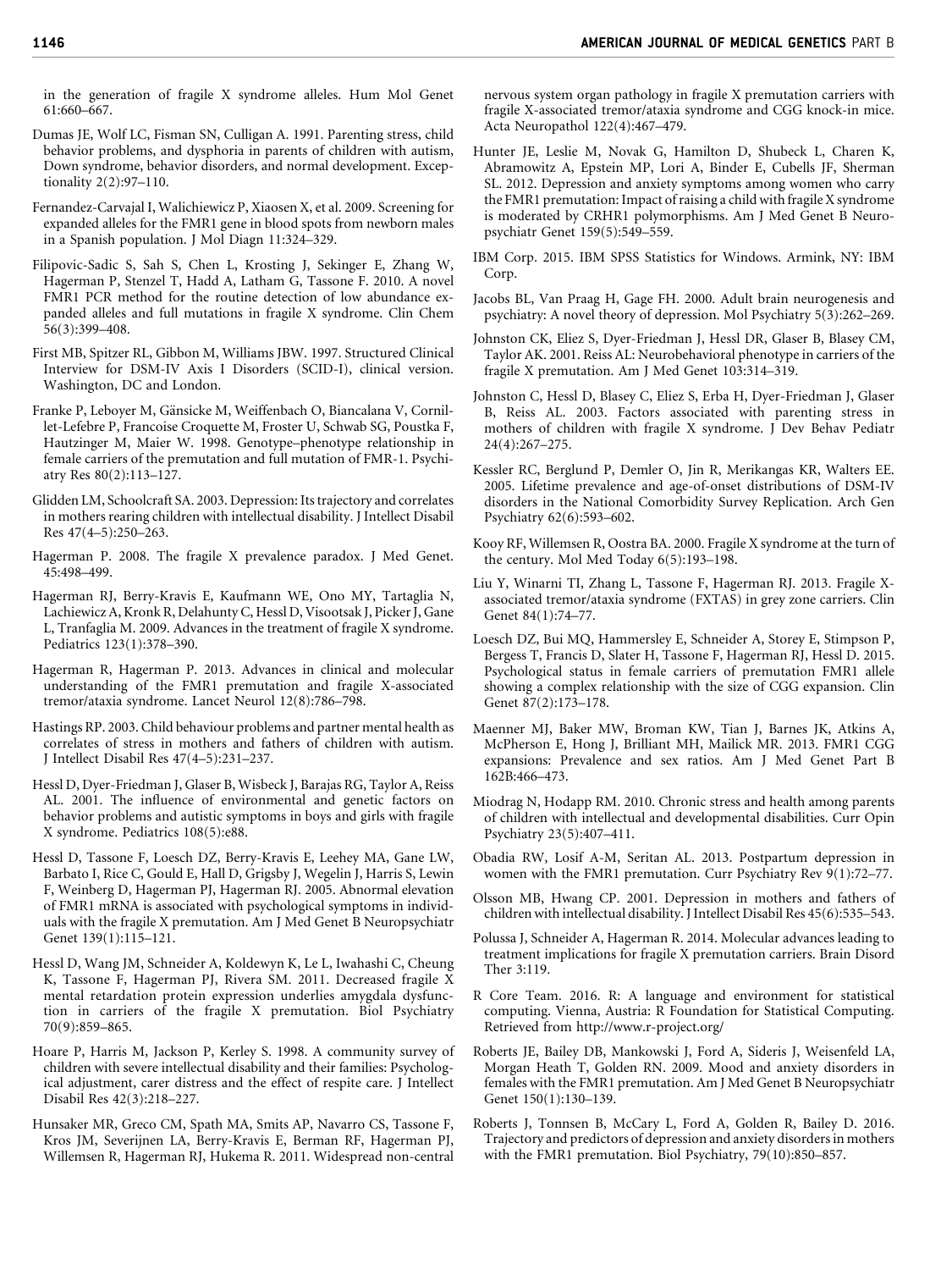in the generation of fragile X syndrome alleles. Hum Mol Genet 61:660–667.

Dumas JE, Wolf LC, Fisman SN, Culligan A. 1991. Parenting stress, child behavior problems, and dysphoria in parents of children with autism, Down syndrome, behavior disorders, and normal development. Exceptionality 2(2):97–110.

Fernandez-Carvajal I, Walichiewicz P, Xiaosen X, et al. 2009. Screening for expanded alleles for the FMR1 gene in blood spots from newborn males in a Spanish population. J Mol Diagn 11:324–329.

Filipovic-Sadic S, Sah S, Chen L, Krosting J, Sekinger E, Zhang W, Hagerman P, Stenzel T, Hadd A, Latham G, Tassone F. 2010. A novel FMR1 PCR method for the routine detection of low abundance expanded alleles and full mutations in fragile X syndrome. Clin Chem 56(3):399–408.

First MB, Spitzer RL, Gibbon M, Williams JBW. 1997. Structured Clinical Interview for DSM-IV Axis I Disorders (SCID-I), clinical version. Washington, DC and London.

Franke P, Leboyer M, Gänsicke M, Weiffenbach O, Biancalana V, Cornillet-Lefebre P, Francoise Croquette M, Froster U, Schwab SG, Poustka F, Hautzinger M, Maier W. 1998. Genotype–phenotype relationship in female carriers of the premutation and full mutation of FMR-1. Psychiatry Res 80(2):113–127.

Glidden LM, Schoolcraft SA. 2003. Depression: Its trajectory and correlates in mothers rearing children with intellectual disability. J Intellect Disabil Res 47(4–5):250–263.

Hagerman P. 2008. The fragile X prevalence paradox. J Med Genet. 45:498–499.

Hagerman RJ, Berry-Kravis E, Kaufmann WE, Ono MY, Tartaglia N, Lachiewicz A, Kronk R, Delahunty C, Hessl D, Visootsak J, Picker J, Gane L, Tranfaglia M. 2009. Advances in the treatment of fragile X syndrome. Pediatrics 123(1):378–390.

Hagerman R, Hagerman P. 2013. Advances in clinical and molecular understanding of the FMR1 premutation and fragile X-associated tremor/ataxia syndrome. Lancet Neurol 12(8):786–798.

Hastings RP. 2003. Child behaviour problems and partner mental health as correlates of stress in mothers and fathers of children with autism. J Intellect Disabil Res 47(4–5):231–237.

Hessl D, Dyer-Friedman J, Glaser B, Wisbeck J, Barajas RG, Taylor A, Reiss AL. 2001. The influence of environmental and genetic factors on behavior problems and autistic symptoms in boys and girls with fragile X syndrome. Pediatrics 108(5):e88.

Hessl D, Tassone F, Loesch DZ, Berry-Kravis E, Leehey MA, Gane LW, Barbato I, Rice C, Gould E, Hall D, Grigsby J, Wegelin J, Harris S, Lewin F, Weinberg D, Hagerman PJ, Hagerman RJ. 2005. Abnormal elevation of FMR1 mRNA is associated with psychological symptoms in individuals with the fragile X premutation. Am J Med Genet B Neuropsychiatr Genet 139(1):115–121.

Hessl D, Wang JM, Schneider A, Koldewyn K, Le L, Iwahashi C, Cheung K, Tassone F, Hagerman PJ, Rivera SM. 2011. Decreased fragile X mental retardation protein expression underlies amygdala dysfunction in carriers of the fragile X premutation. Biol Psychiatry 70(9):859–865.

Hoare P, Harris M, Jackson P, Kerley S. 1998. A community survey of children with severe intellectual disability and their families: Psychological adjustment, carer distress and the effect of respite care. J Intellect Disabil Res 42(3):218–227.

Hunsaker MR, Greco CM, Spath MA, Smits AP, Navarro CS, Tassone F, Kros JM, Severijnen LA, Berry-Kravis E, Berman RF, Hagerman PJ, Willemsen R, Hagerman RJ, Hukema R. 2011. Widespread non-central nervous system organ pathology in fragile X premutation carriers with fragile X-associated tremor/ataxia syndrome and CGG knock-in mice. Acta Neuropathol 122(4):467–479.

Hunter JE, Leslie M, Novak G, Hamilton D, Shubeck L, Charen K, Abramowitz A, Epstein MP, Lori A, Binder E, Cubells JF, Sherman SL. 2012. Depression and anxiety symptoms among women who carry the FMR1 premutation: Impact of raising a child with fragile X syndrome is moderated by CRHR1 polymorphisms. Am J Med Genet B Neuropsychiatr Genet 159(5):549–559.

IBM Corp. 2015. IBM SPSS Statistics for Windows. Armink, NY: IBM Corp.

Jacobs BL, Van Praag H, Gage FH. 2000. Adult brain neurogenesis and psychiatry: A novel theory of depression. Mol Psychiatry 5(3):262–269.

Johnston CK, Eliez S, Dyer-Friedman J, Hessl DR, Glaser B, Blasey CM, Taylor AK. 2001. Reiss AL: Neurobehavioral phenotype in carriers of the fragile X premutation. Am J Med Genet 103:314–319.

Johnston C, Hessl D, Blasey C, Eliez S, Erba H, Dyer-Friedman J, Glaser B, Reiss AL. 2003. Factors associated with parenting stress in mothers of children with fragile X syndrome. J Dev Behav Pediatr 24(4):267–275.

Kessler RC, Berglund P, Demler O, Jin R, Merikangas KR, Walters EE. 2005. Lifetime prevalence and age-of-onset distributions of DSM-IV disorders in the National Comorbidity Survey Replication. Arch Gen Psychiatry 62(6):593–602.

Kooy RF, Willemsen R, Oostra BA. 2000. Fragile X syndrome at the turn of the century. Mol Med Today 6(5):193–198.

Liu Y, Winarni TI, Zhang L, Tassone F, Hagerman RJ. 2013. Fragile X-associated tremor/ataxia syndrome (FXTAS) in grey zone carriers. Clin Genet 84(1):74–77.

Loesch DZ, Bui MQ, Hammersley E, Schneider A, Storey E, Stimpson P, Bergess T, Francis D, Slater H, Tassone F, Hagerman RJ, Hessl D. 2015. Psychological status in female carriers of premutation FMR1 allele showing a complex relationship with the size of CGG expansion. Clin Genet 87(2):173–178.

Maenner MJ, Baker MW, Broman KW, Tian J, Barnes JK, Atkins A, McPherson E, Hong J, Brilliant MH, Mailick MR. 2013. FMR1 CGG expansions: Prevalence and sex ratios. Am J Med Genet Part B 162B:466–473.

Miodrag N, Hodapp RM. 2010. Chronic stress and health among parents of children with intellectual and developmental disabilities. Curr Opin Psychiatry 23(5):407–411.

Obadia RW, Losif A-M, Seritan AL. 2013. Postpartum depression in women with the FMR1 premutation. Curr Psychiatry Rev 9(1):72–77.

Olsson MB, Hwang CP. 2001. Depression in mothers and fathers of children with intellectual disability. J Intellect Disabil Res 45(6):535–543.

Polussa J, Schneider A, Hagerman R. 2014. Molecular advances leading to treatment implications for fragile X premutation carriers. Brain Disord Ther 3:119.

R Core Team. 2016. R: A language and environment for statistical computing. Vienna, Austria: R Foundation for Statistical Computing. Retrieved from http://www.r-project.org/

Roberts JE, Bailey DB, Mankowski J, Ford A, Sideris J, Weisenfeld LA, Morgan Heath T, Golden RN. 2009. Mood and anxiety disorders in females with the FMR1 premutation. Am J Med Genet B Neuropsychiatr Genet 150(1):130–139.

Roberts J, Tonnsen B, McCary L, Ford A, Golden R, Bailey D. 2016. Trajectory and predictors of depression and anxiety disorders in mothers with the FMR1 premutation. Biol Psychiatry, 79(10):850–857.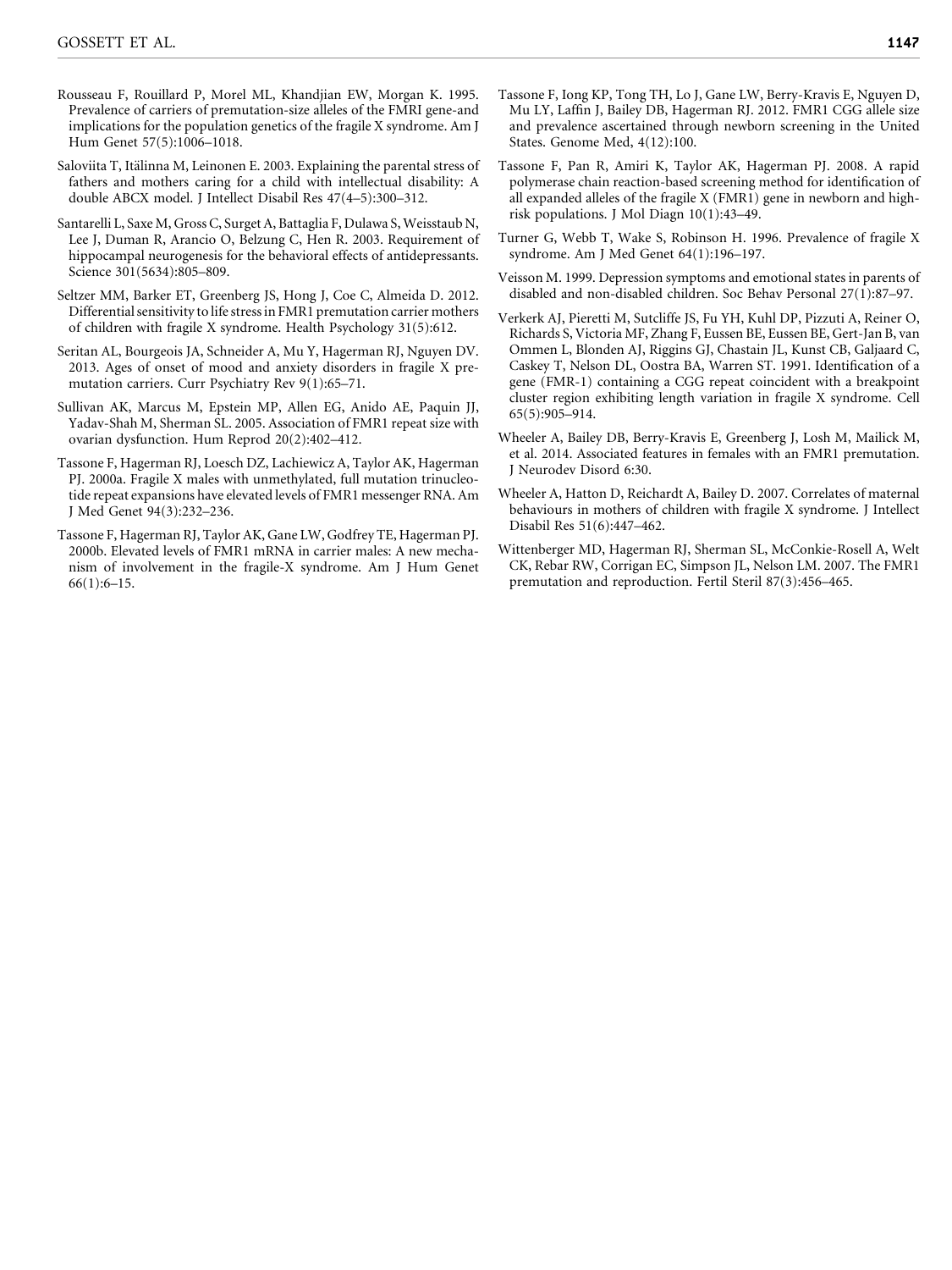Rousseau F, Rouillard P, Morel ML, Khandjian EW, Morgan K. 1995. Prevalence of carriers of premutation-size alleles of the FMRI gene-and implications for the population genetics of the fragile X syndrome. Am J Hum Genet 57(5):1006–1018.

Saloviita T, Itälinna M, Leinonen E. 2003. Explaining the parental stress of fathers and mothers caring for a child with intellectual disability: A double ABCX model. J Intellect Disabil Res 47(4–5):300–312.

Santarelli L, Saxe M, Gross C, Surget A, Battaglia F, Dulawa S, Weisstaub N, Lee J, Duman R, Arancio O, Belzung C, Hen R. 2003. Requirement of hippocampal neurogenesis for the behavioral effects of antidepressants. Science 301(5634):805–809.

Seltzer MM, Barker ET, Greenberg JS, Hong J, Coe C, Almeida D. 2012. Differential sensitivity to life stress in FMR1 premutation carrier mothers of children with fragile X syndrome. Health Psychology 31(5):612.

Seritan AL, Bourgeois JA, Schneider A, Mu Y, Hagerman RJ, Nguyen DV. 2013. Ages of onset of mood and anxiety disorders in fragile X premutation carriers. Curr Psychiatry Rev 9(1):65–71.

Sullivan AK, Marcus M, Epstein MP, Allen EG, Anido AE, Paquin JJ, Yadav-Shah M, Sherman SL. 2005. Association of FMR1 repeat size with ovarian dysfunction. Hum Reprod 20(2):402–412.

Tassone F, Hagerman RJ, Loesch DZ, Lachiewicz A, Taylor AK, Hagerman PJ. 2000a. Fragile X males with unmethylated, full mutation trinucleotide repeat expansions have elevated levels of FMR1 messenger RNA. Am J Med Genet 94(3):232–236.

Tassone F, Hagerman RJ, Taylor AK, Gane LW, Godfrey TE, Hagerman PJ. 2000b. Elevated levels of FMR1 mRNA in carrier males: A new mechanism of involvement in the fragile-X syndrome. Am J Hum Genet 66(1):6–15.

Tassone F, Iong KP, Tong TH, Lo J, Gane LW, Berry-Kravis E, Nguyen D, Mu LY, Laffin J, Bailey DB, Hagerman RJ. 2012. FMR1 CGG allele size and prevalence ascertained through newborn screening in the United States. Genome Med, 4(12):100.

Tassone F, Pan R, Amiri K, Taylor AK, Hagerman PJ. 2008. A rapid polymerase chain reaction-based screening method for identification of all expanded alleles of the fragile X (FMR1) gene in newborn and high-risk populations. J Mol Diagn 10(1):43–49.

Turner G, Webb T, Wake S, Robinson H. 1996. Prevalence of fragile X syndrome. Am J Med Genet 64(1):196–197.

Veisson M. 1999. Depression symptoms and emotional states in parents of disabled and non-disabled children. Soc Behav Personal 27(1):87–97.

Verkerk AJ, Pieretti M, Sutcliffe JS, Fu YH, Kuhl DP, Pizzuti A, Reiner O, Richards S, Victoria MF, Zhang F, Eussen BE, Eussen BE, Gert-Jan B, van Ommen L, Blonden AJ, Riggins GJ, Chastain JL, Kunst CB, Galjaard C, Caskey T, Nelson DL, Oostra BA, Warren ST. 1991. Identification of a gene (FMR-1) containing a CGG repeat coincident with a breakpoint cluster region exhibiting length variation in fragile X syndrome. Cell 65(5):905–914.

Wheeler A, Bailey DB, Berry-Kravis E, Greenberg J, Losh M, Mailick M, et al. 2014. Associated features in females with an FMR1 premutation. J Neurodev Disord 6:30.

Wheeler A, Hatton D, Reichardt A, Bailey D. 2007. Correlates of maternal behaviours in mothers of children with fragile X syndrome. J Intellect Disabil Res 51(6):447–462.

Wittenberger MD, Hagerman RJ, Sherman SL, McConkie-Rosell A, Welt CK, Rebar RW, Corrigan EC, Simpson JL, Nelson LM. 2007. The FMR1 premutation and reproduction. Fertil Steril 87(3):456–465.